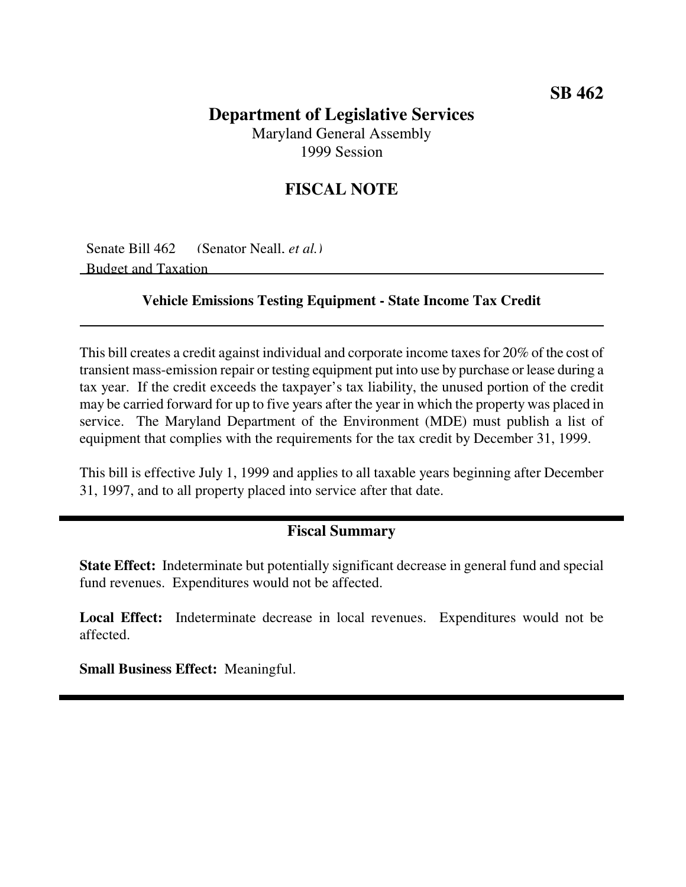**SB 462**

# Department of Legislative Services

Maryland General Assembly
1999 Session

## FISCAL NOTE

Senate Bill 462 (Senator Neall, *et al.*)
Budget and Taxation

### Vehicle Emissions Testing Equipment - State Income Tax Credit

This bill creates a credit against individual and corporate income taxes for 20% of the cost of transient mass-emission repair or testing equipment put into use by purchase or lease during a tax year. If the credit exceeds the taxpayer's tax liability, the unused portion of the credit may be carried forward for up to five years after the year in which the property was placed in service. The Maryland Department of the Environment (MDE) must publish a list of equipment that complies with the requirements for the tax credit by December 31, 1999.

This bill is effective July 1, 1999 and applies to all taxable years beginning after December 31, 1997, and to all property placed into service after that date.

### Fiscal Summary

**State Effect:** Indeterminate but potentially significant decrease in general fund and special fund revenues. Expenditures would not be affected.

**Local Effect:** Indeterminate decrease in local revenues. Expenditures would not be affected.

**Small Business Effect:** Meaningful.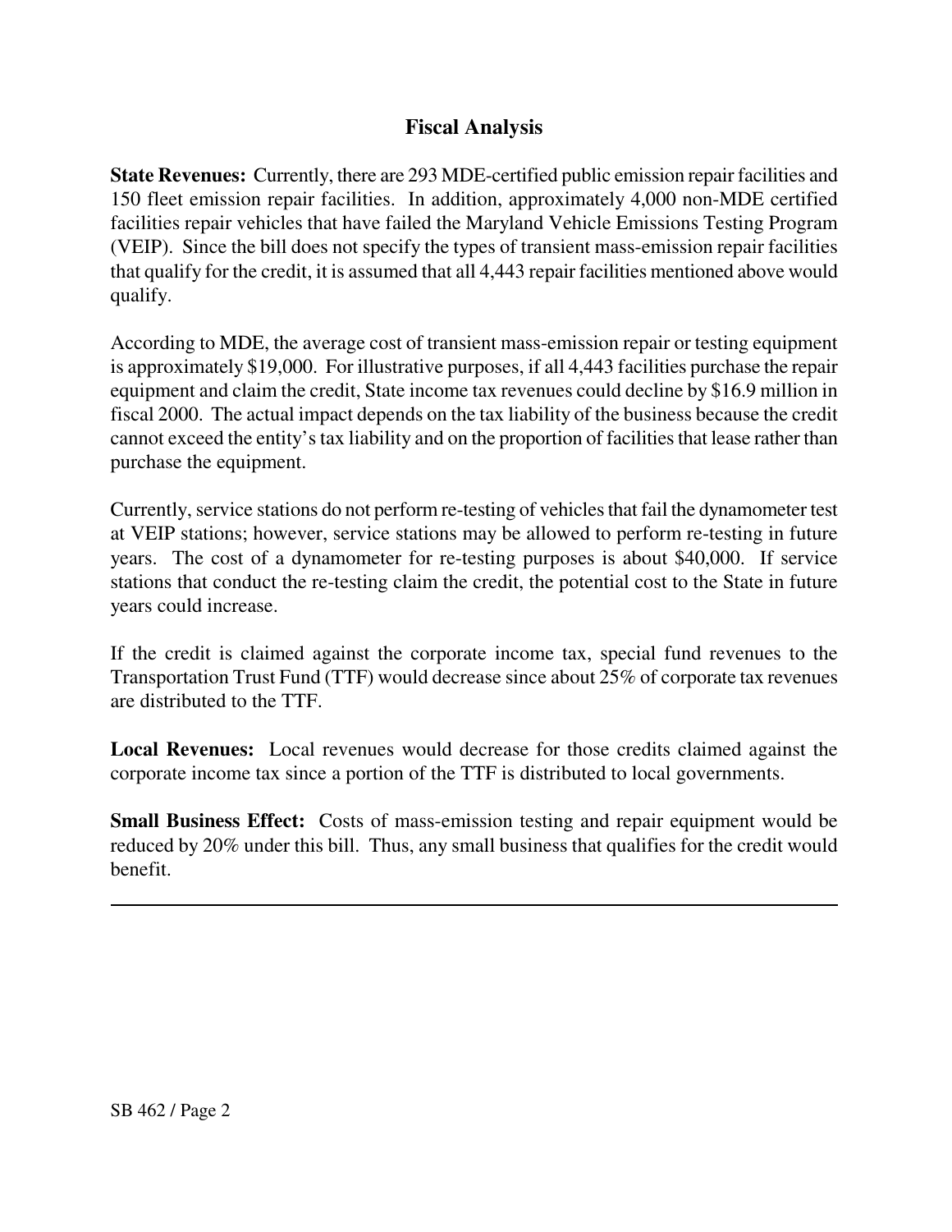## Fiscal Analysis

**State Revenues:** Currently, there are 293 MDE-certified public emission repair facilities and 150 fleet emission repair facilities. In addition, approximately 4,000 non-MDE certified facilities repair vehicles that have failed the Maryland Vehicle Emissions Testing Program (VEIP). Since the bill does not specify the types of transient mass-emission repair facilities that qualify for the credit, it is assumed that all 4,443 repair facilities mentioned above would qualify.

According to MDE, the average cost of transient mass-emission repair or testing equipment is approximately $19,000. For illustrative purposes, if all 4,443 facilities purchase the repair equipment and claim the credit, State income tax revenues could decline by $16.9 million in fiscal 2000. The actual impact depends on the tax liability of the business because the credit cannot exceed the entity's tax liability and on the proportion of facilities that lease rather than purchase the equipment.

Currently, service stations do not perform re-testing of vehicles that fail the dynamometer test at VEIP stations; however, service stations may be allowed to perform re-testing in future years. The cost of a dynamometer for re-testing purposes is about $40,000. If service stations that conduct the re-testing claim the credit, the potential cost to the State in future years could increase.

If the credit is claimed against the corporate income tax, special fund revenues to the Transportation Trust Fund (TTF) would decrease since about 25% of corporate tax revenues are distributed to the TTF.

**Local Revenues:** Local revenues would decrease for those credits claimed against the corporate income tax since a portion of the TTF is distributed to local governments.

**Small Business Effect:** Costs of mass-emission testing and repair equipment would be reduced by 20% under this bill. Thus, any small business that qualifies for the credit would benefit.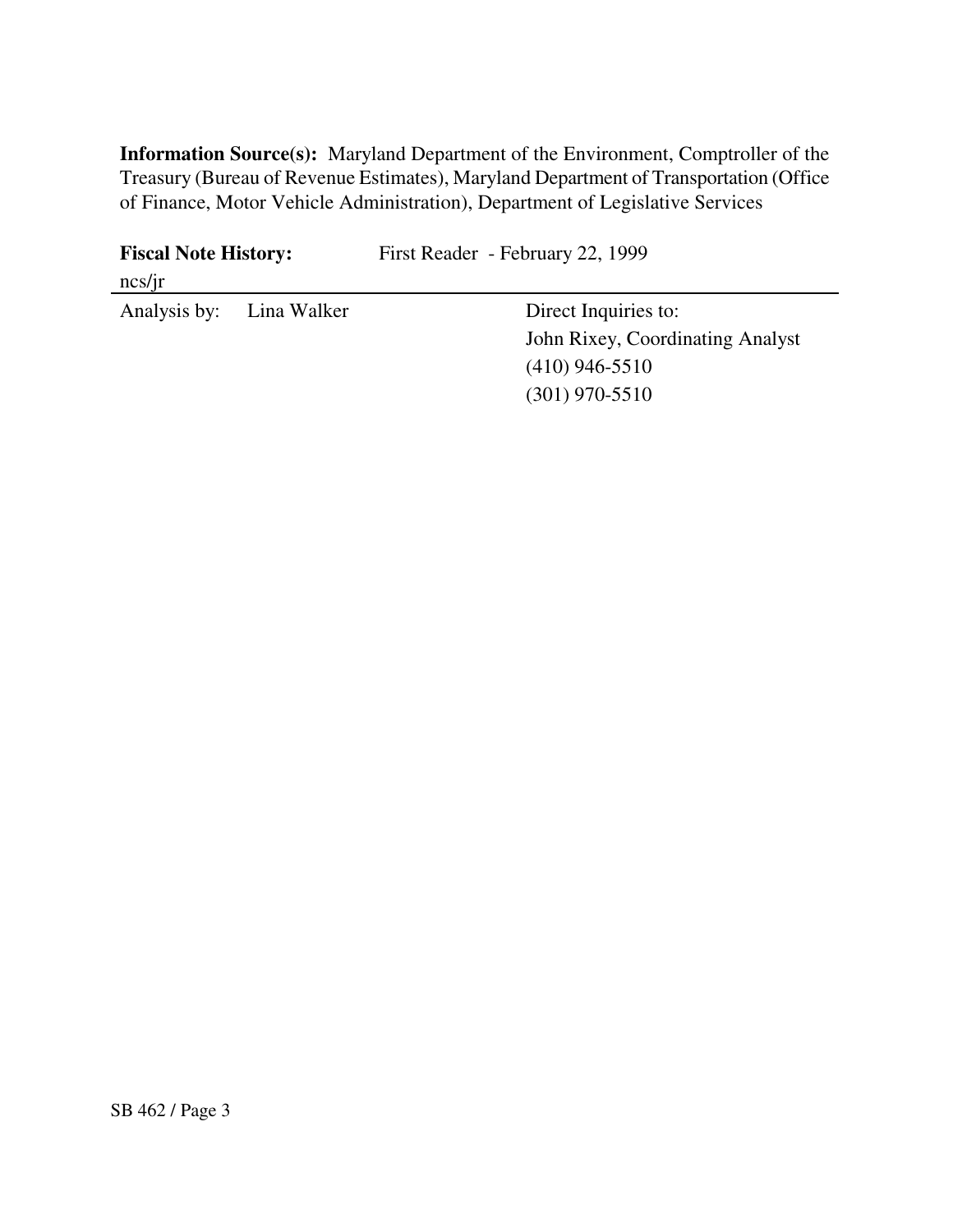**Information Source(s):** Maryland Department of the Environment, Comptroller of the Treasury (Bureau of Revenue Estimates), Maryland Department of Transportation (Office of Finance, Motor Vehicle Administration), Department of Legislative Services

**Fiscal Note History:** First Reader - February 22, 1999

ncs/jr

Analysis by: Lina Walker

Direct Inquiries to:
John Rixey, Coordinating Analyst
(410) 946-5510
(301) 970-5510